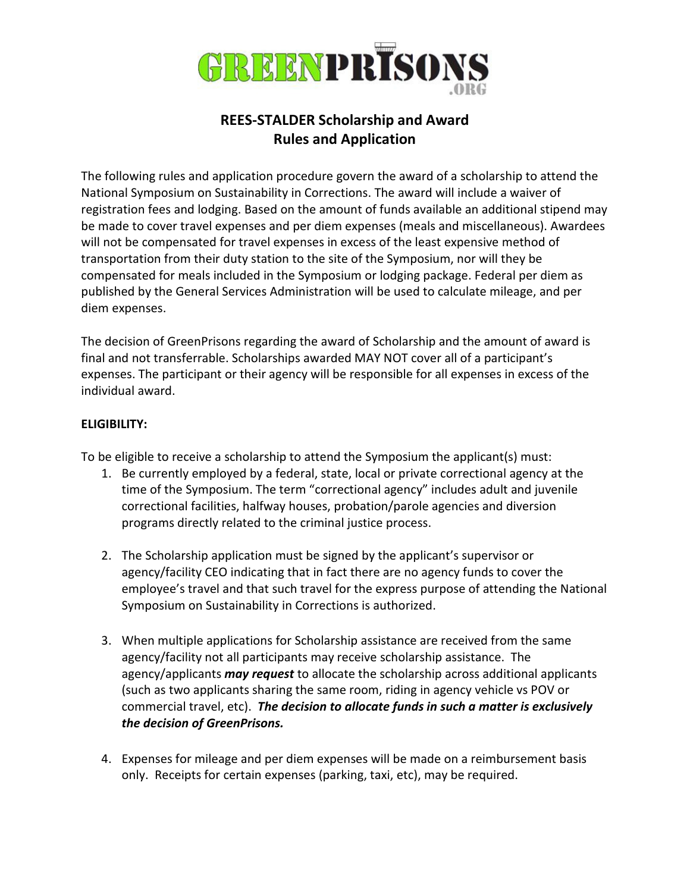# REES-STALDER Scholarship and Award
## Rules and Application

The following rules and application procedure govern the award of a scholarship to attend the National Symposium on Sustainability in Corrections. The award will include a waiver of registration fees and lodging. Based on the amount of funds available an additional stipend may be made to cover travel expenses and per diem expenses (meals and miscellaneous). Awardees will not be compensated for travel expenses in excess of the least expensive method of transportation from their duty station to the site of the Symposium, nor will they be compensated for meals included in the Symposium or lodging package. Federal per diem as published by the General Services Administration will be used to calculate mileage, and per diem expenses.

The decision of GreenPrisons regarding the award of Scholarship and the amount of award is final and not transferrable. Scholarships awarded MAY NOT cover all of a participant's expenses. The participant or their agency will be responsible for all expenses in excess of the individual award.

**ELIGIBILITY:**

To be eligible to receive a scholarship to attend the Symposium the applicant(s) must:

1. Be currently employed by a federal, state, local or private correctional agency at the time of the Symposium. The term "correctional agency" includes adult and juvenile correctional facilities, halfway houses, probation/parole agencies and diversion programs directly related to the criminal justice process.

2. The Scholarship application must be signed by the applicant's supervisor or agency/facility CEO indicating that in fact there are no agency funds to cover the employee's travel and that such travel for the express purpose of attending the National Symposium on Sustainability in Corrections is authorized.

3. When multiple applications for Scholarship assistance are received from the same agency/facility not all participants may receive scholarship assistance. The agency/applicants ***may request*** to allocate the scholarship across additional applicants (such as two applicants sharing the same room, riding in agency vehicle vs POV or commercial travel, etc). ***The decision to allocate funds in such a matter is exclusively the decision of GreenPrisons.***

4. Expenses for mileage and per diem expenses will be made on a reimbursement basis only. Receipts for certain expenses (parking, taxi, etc), may be required.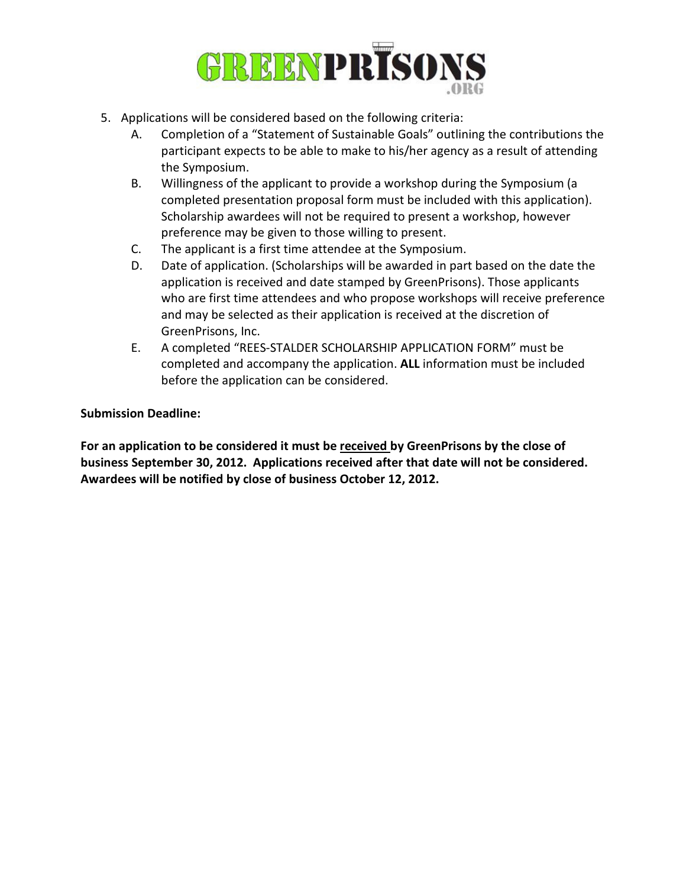5. Applications will be considered based on the following criteria:
   A. Completion of a "Statement of Sustainable Goals" outlining the contributions the participant expects to be able to make to his/her agency as a result of attending the Symposium.
   B. Willingness of the applicant to provide a workshop during the Symposium (a completed presentation proposal form must be included with this application). Scholarship awardees will not be required to present a workshop, however preference may be given to those willing to present.
   C. The applicant is a first time attendee at the Symposium.
   D. Date of application. (Scholarships will be awarded in part based on the date the application is received and date stamped by GreenPrisons). Those applicants who are first time attendees and who propose workshops will receive preference and may be selected as their application is received at the discretion of GreenPrisons, Inc.
   E. A completed "REES-STALDER SCHOLARSHIP APPLICATION FORM" must be completed and accompany the application. **ALL** information must be included before the application can be considered.

**Submission Deadline:**

**For an application to be considered it must be <u>received</u> by GreenPrisons by the close of business September 30, 2012. Applications received after that date will not be considered. Awardees will be notified by close of business October 12, 2012.**